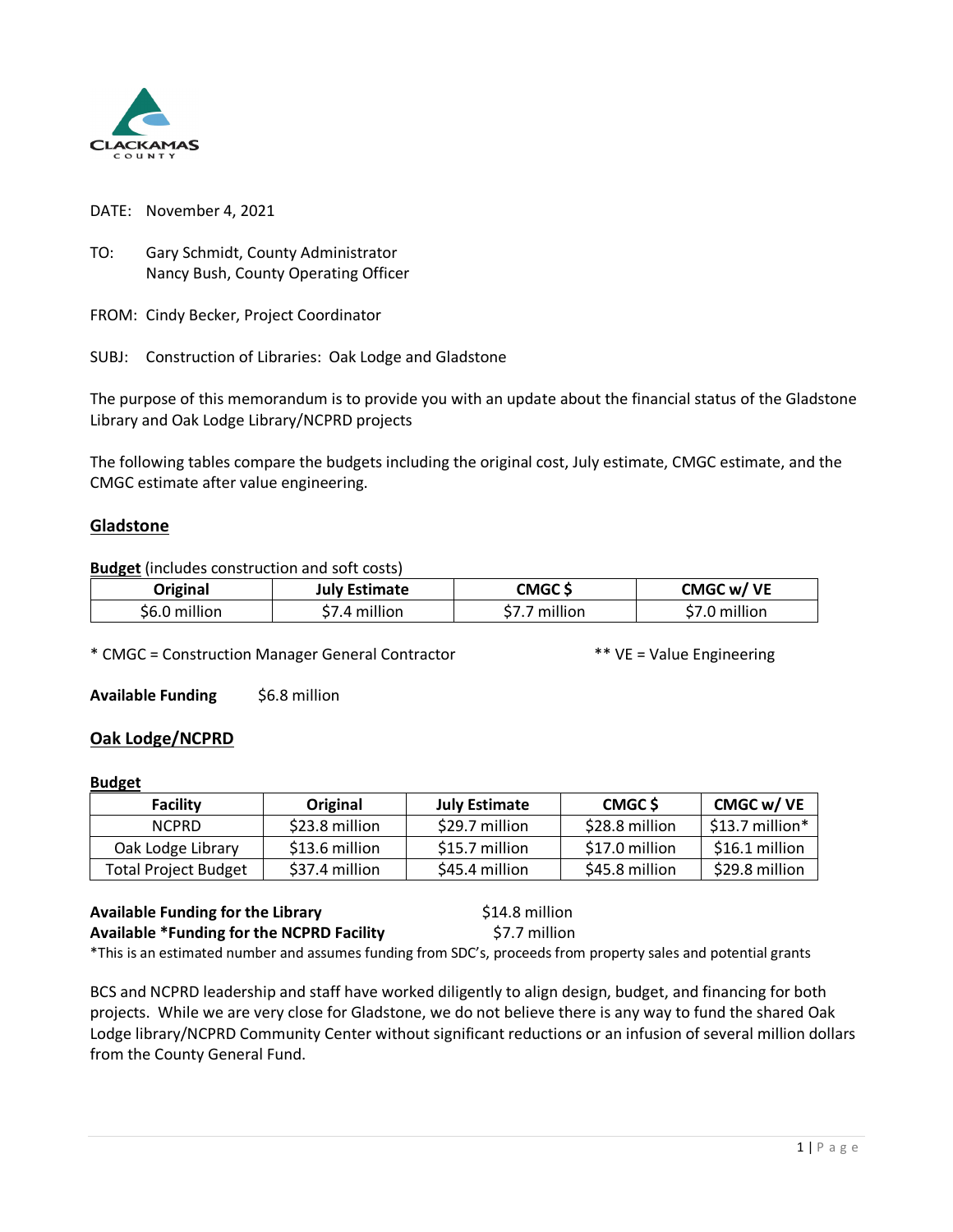DATE: November 4, 2021

TO: Gary Schmidt, County Administrator
Nancy Bush, County Operating Officer

FROM: Cindy Becker, Project Coordinator

SUBJ: Construction of Libraries: Oak Lodge and Gladstone

The purpose of this memorandum is to provide you with an update about the financial status of the Gladstone Library and Oak Lodge Library/NCPRD projects

The following tables compare the budgets including the original cost, July estimate, CMGC estimate, and the CMGC estimate after value engineering.

## Gladstone

**Budget** (includes construction and soft costs)

| Original | July Estimate | CMGC $ | CMGC w/ VE |
|---|---|---|---|
| $6.0 million | $7.4 million | $7.7 million | $7.0 million |

\* CMGC = Construction Manager General Contractor

\*\* VE = Value Engineering

**Available Funding** $6.8 million

## Oak Lodge/NCPRD

**Budget**

| Facility | Original | July Estimate | CMGC $ | CMGC w/ VE |
|---|---|---|---|---|
| NCPRD | $23.8 million | $29.7 million | $28.8 million | $13.7 million* |
| Oak Lodge Library | $13.6 million | $15.7 million | $17.0 million | $16.1 million |
| Total Project Budget | $37.4 million | $45.4 million | $45.8 million | $29.8 million |

**Available Funding for the Library** $14.8 million
**Available *Funding for the NCPRD Facility** $7.7 million
*This is an estimated number and assumes funding from SDC's, proceeds from property sales and potential grants

BCS and NCPRD leadership and staff have worked diligently to align design, budget, and financing for both projects. While we are very close for Gladstone, we do not believe there is any way to fund the shared Oak Lodge library/NCPRD Community Center without significant reductions or an infusion of several million dollars from the County General Fund.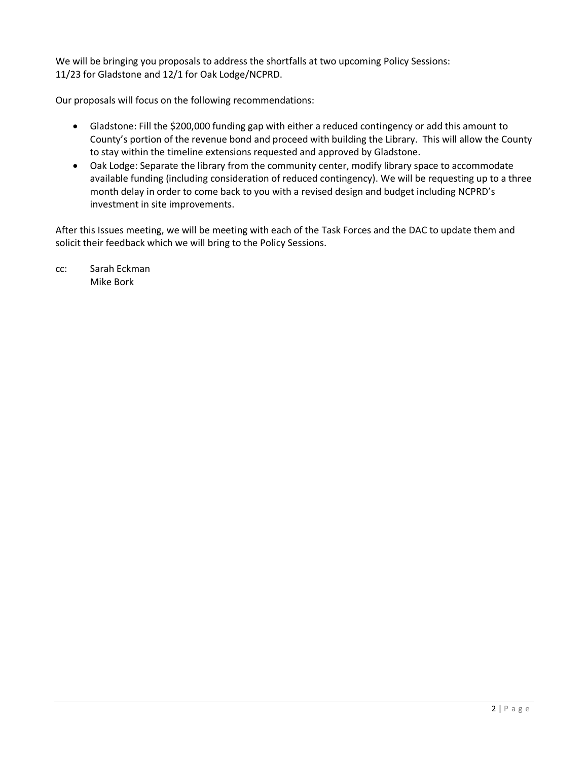We will be bringing you proposals to address the shortfalls at two upcoming Policy Sessions:
11/23 for Gladstone and 12/1 for Oak Lodge/NCPRD.

Our proposals will focus on the following recommendations:

- Gladstone: Fill the $200,000 funding gap with either a reduced contingency or add this amount to County's portion of the revenue bond and proceed with building the Library. This will allow the County to stay within the timeline extensions requested and approved by Gladstone.
- Oak Lodge: Separate the library from the community center, modify library space to accommodate available funding (including consideration of reduced contingency). We will be requesting up to a three month delay in order to come back to you with a revised design and budget including NCPRD's investment in site improvements.

After this Issues meeting, we will be meeting with each of the Task Forces and the DAC to update them and solicit their feedback which we will bring to the Policy Sessions.

cc: Sarah Eckman
Mike Bork